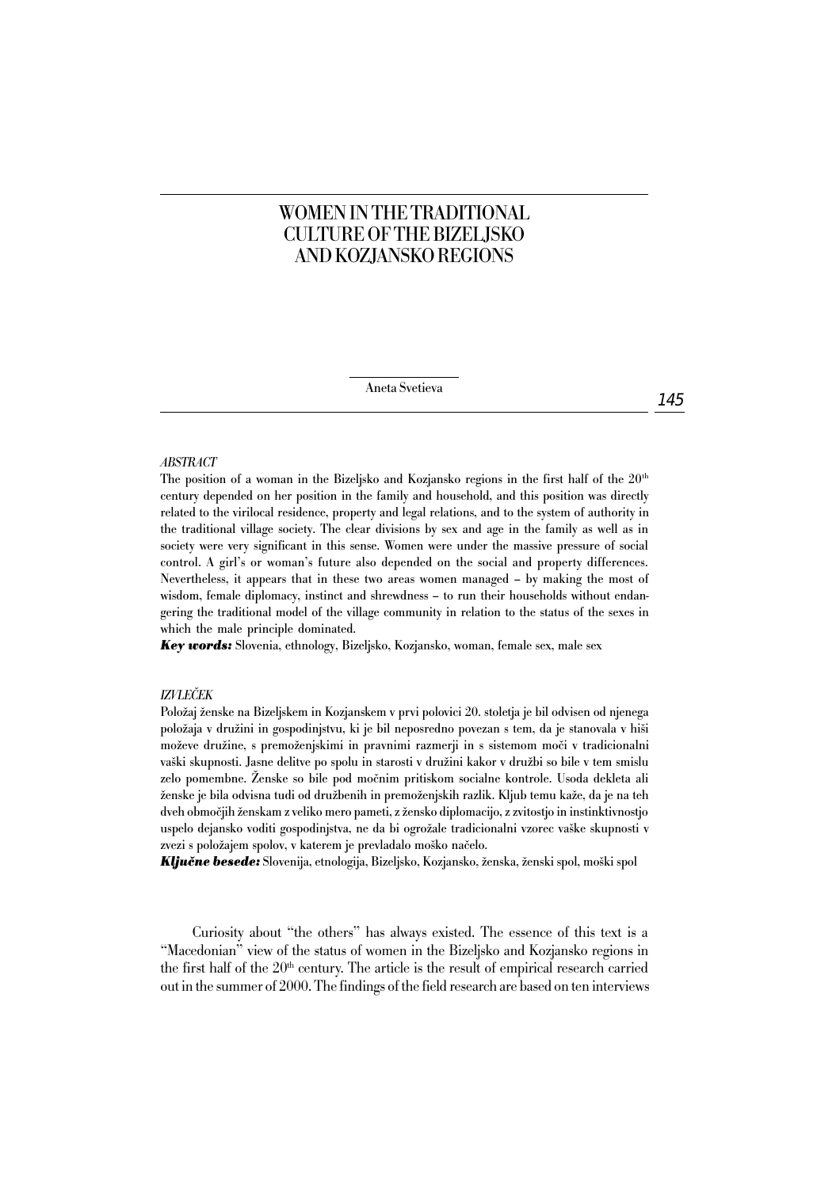# WOMEN IN THE TRADITIONAL CULTURE OF THE BIZELJSKO AND KOZJANSKO REGIONS

Aneta Svetieva

*ABSTRACT*

The position of a woman in the Bizeljsko and Kozjansko regions in the first half of the 20th century depended on her position in the family and household, and this position was directly related to the virilocal residence, property and legal relations, and to the system of authority in the traditional village society. The clear divisions by sex and age in the family as well as in society were very significant in this sense. Women were under the massive pressure of social control. A girl's or woman's future also depended on the social and property differences. Nevertheless, it appears that in these two areas women managed – by making the most of wisdom, female diplomacy, instinct and shrewdness – to run their households without endangering the traditional model of the village community in relation to the status of the sexes in which the male principle dominated.

***Key words:*** Slovenia, ethnology, Bizeljsko, Kozjansko, woman, female sex, male sex

*IZVLEČEK*

Položaj ženske na Bizeljskem in Kozjanskem v prvi polovici 20. stoletja je bil odvisen od njenega položaja v družini in gospodinjstvu, ki je bil neposredno povezan s tem, da je stanovala v hiši moževe družine, s premoženjskimi in pravnimi razmerji in s sistemom moči v tradicionalni vaški skupnosti. Jasne delitve po spolu in starosti v družini kakor v družbi so bile v tem smislu zelo pomembne. Ženske so bile pod močnim pritiskom socialne kontrole. Usoda dekleta ali ženske je bila odvisna tudi od družbenih in premoženjskih razlik. Kljub temu kaže, da je na teh dveh območjih ženskam z veliko mero pameti, z žensko diplomacijo, z zvitostjo in instinktivnostjo uspelo dejansko voditi gospodinjstva, ne da bi ogrožale tradicionalni vzorec vaške skupnosti v zvezi s položajem spolov, v katerem je prevladalo moško načelo.

***Ključne besede:*** Slovenija, etnologija, Bizeljsko, Kozjansko, ženska, ženski spol, moški spol

Curiosity about "the others" has always existed. The essence of this text is a "Macedonian" view of the status of women in the Bizeljsko and Kozjansko regions in the first half of the 20th century. The article is the result of empirical research carried out in the summer of 2000. The findings of the field research are based on ten interviews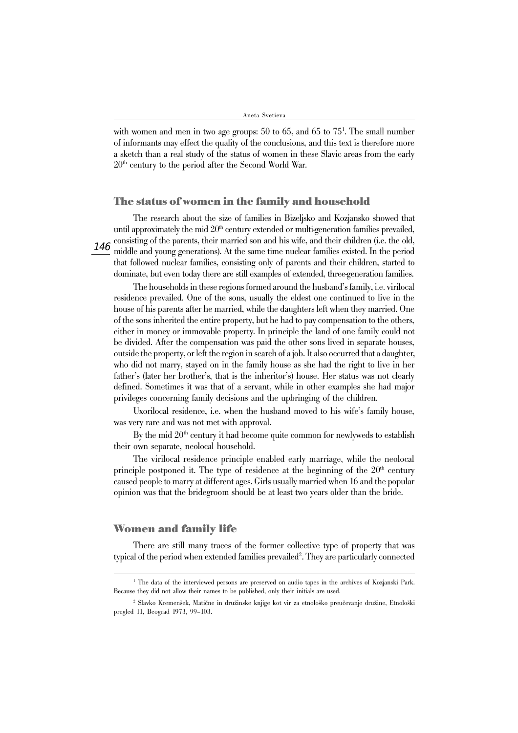with women and men in two age groups: 50 to 65, and 65 to 75[1]. The small number of informants may effect the quality of the conclusions, and this text is therefore more a sketch than a real study of the status of women in these Slavic areas from the early 20th century to the period after the Second World War.

## The status of women in the family and household

The research about the size of families in Bizeljsko and Kozjansko showed that until approximately the mid 20th century extended or multi-generation families prevailed, consisting of the parents, their married son and his wife, and their children (i.e. the old, middle and young generations). At the same time nuclear families existed. In the period that followed nuclear families, consisting only of parents and their children, started to dominate, but even today there are still examples of extended, three-generation families.

The households in these regions formed around the husband's family, i.e. virilocal residence prevailed. One of the sons, usually the eldest one continued to live in the house of his parents after he married, while the daughters left when they married. One of the sons inherited the entire property, but he had to pay compensation to the others, either in money or immovable property. In principle the land of one family could not be divided. After the compensation was paid the other sons lived in separate houses, outside the property, or left the region in search of a job. It also occurred that a daughter, who did not marry, stayed on in the family house as she had the right to live in her father's (later her brother's, that is the inheritor's) house. Her status was not clearly defined. Sometimes it was that of a servant, while in other examples she had major privileges concerning family decisions and the upbringing of the children.

Uxorilocal residence, i.e. when the husband moved to his wife's family house, was very rare and was not met with approval.

By the mid 20th century it had become quite common for newlyweds to establish their own separate, neolocal household.

The virilocal residence principle enabled early marriage, while the neolocal principle postponed it. The type of residence at the beginning of the 20th century caused people to marry at different ages. Girls usually married when 16 and the popular opinion was that the bridegroom should be at least two years older than the bride.

## Women and family life

There are still many traces of the former collective type of property that was typical of the period when extended families prevailed[2]. They are particularly connected

---

[1] The data of the interviewed persons are preserved on audio tapes in the archives of Kozjanski Park. Because they did not allow their names to be published, only their initials are used.

[2] Slavko Kremenšek, Matične in družinske knjige kot vir za etnološko preučevanje družine, Etnološki pregled 11, Beograd 1973, 99–103.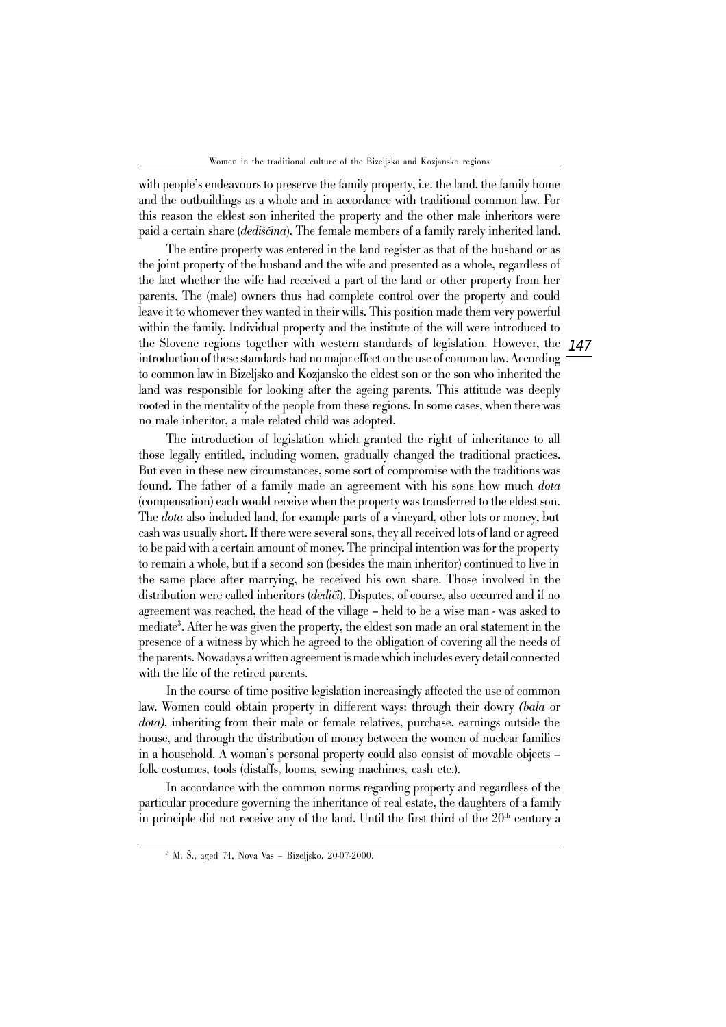with people's endeavours to preserve the family property, i.e. the land, the family home and the outbuildings as a whole and in accordance with traditional common law. For this reason the eldest son inherited the property and the other male inheritors were paid a certain share (*dediščina*). The female members of a family rarely inherited land.

The entire property was entered in the land register as that of the husband or as the joint property of the husband and the wife and presented as a whole, regardless of the fact whether the wife had received a part of the land or other property from her parents. The (male) owners thus had complete control over the property and could leave it to whomever they wanted in their wills. This position made them very powerful within the family. Individual property and the institute of the will were introduced to the Slovene regions together with western standards of legislation. However, the introduction of these standards had no major effect on the use of common law. According to common law in Bizeljsko and Kozjansko the eldest son or the son who inherited the land was responsible for looking after the ageing parents. This attitude was deeply rooted in the mentality of the people from these regions. In some cases, when there was no male inheritor, a male related child was adopted.

The introduction of legislation which granted the right of inheritance to all those legally entitled, including women, gradually changed the traditional practices. But even in these new circumstances, some sort of compromise with the traditions was found. The father of a family made an agreement with his sons how much *dota* (compensation) each would receive when the property was transferred to the eldest son. The *dota* also included land, for example parts of a vineyard, other lots or money, but cash was usually short. If there were several sons, they all received lots of land or agreed to be paid with a certain amount of money. The principal intention was for the property to remain a whole, but if a second son (besides the main inheritor) continued to live in the same place after marrying, he received his own share. Those involved in the distribution were called inheritors (*dediči*). Disputes, of course, also occurred and if no agreement was reached, the head of the village – held to be a wise man - was asked to mediate[3]. After he was given the property, the eldest son made an oral statement in the presence of a witness by which he agreed to the obligation of covering all the needs of the parents. Nowadays a written agreement is made which includes every detail connected with the life of the retired parents.

In the course of time positive legislation increasingly affected the use of common law. Women could obtain property in different ways: through their dowry *(bala* or *dota)*, inheriting from their male or female relatives, purchase, earnings outside the house, and through the distribution of money between the women of nuclear families in a household. A woman's personal property could also consist of movable objects – folk costumes, tools (distaffs, looms, sewing machines, cash etc.).

In accordance with the common norms regarding property and regardless of the particular procedure governing the inheritance of real estate, the daughters of a family in principle did not receive any of the land. Until the first third of the 20th century a

[3] M. Š., aged 74, Nova Vas – Bizeljsko, 20-07-2000.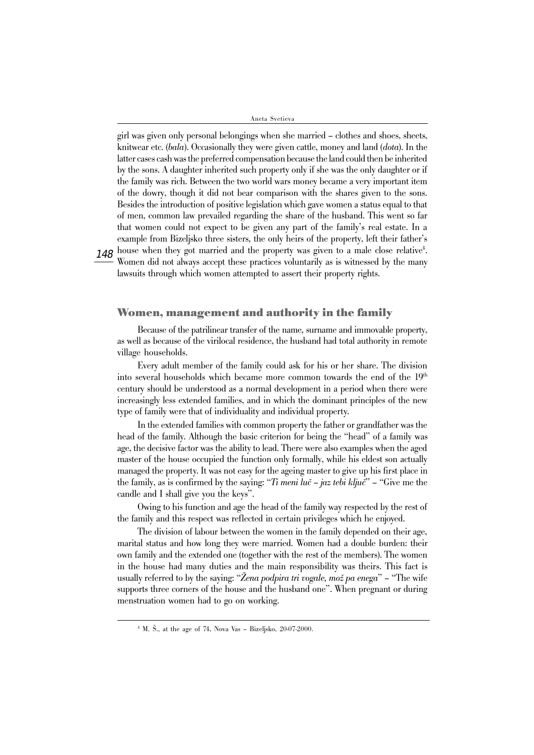girl was given only personal belongings when she married – clothes and shoes, sheets, knitwear etc. (*bala*). Occasionally they were given cattle, money and land (*dota*). In the latter cases cash was the preferred compensation because the land could then be inherited by the sons. A daughter inherited such property only if she was the only daughter or if the family was rich. Between the two world wars money became a very important item of the dowry, though it did not bear comparison with the shares given to the sons. Besides the introduction of positive legislation which gave women a status equal to that of men, common law prevailed regarding the share of the husband. This went so far that women could not expect to be given any part of the family's real estate. In a example from Bizeljsko three sisters, the only heirs of the property, left their father's house when they got married and the property was given to a male close relative[4]. Women did not always accept these practices voluntarily as is witnessed by the many lawsuits through which women attempted to assert their property rights.

## Women, management and authority in the family

Because of the patrilinear transfer of the name, surname and immovable property, as well as because of the virilocal residence, the husband had total authority in remote village households.

Every adult member of the family could ask for his or her share. The division into several households which became more common towards the end of the 19th century should be understood as a normal development in a period when there were increasingly less extended families, and in which the dominant principles of the new type of family were that of individuality and individual property.

In the extended families with common property the father or grandfather was the head of the family. Although the basic criterion for being the "head" of a family was age, the decisive factor was the ability to lead. There were also examples when the aged master of the house occupied the function only formally, while his eldest son actually managed the property. It was not easy for the ageing master to give up his first place in the family, as is confirmed by the saying: "*Ti meni luč – jaz tebi ključ*" – "Give me the candle and I shall give you the keys".

Owing to his function and age the head of the family way respected by the rest of the family and this respect was reflected in certain privileges which he enjoyed.

The division of labour between the women in the family depended on their age, marital status and how long they were married. Women had a double burden: their own family and the extended one (together with the rest of the members). The women in the house had many duties and the main responsibility was theirs. This fact is usually referred to by the saying: "*Žena podpira tri vogale, mož pa enega*" – "The wife supports three corners of the house and the husband one". When pregnant or during menstruation women had to go on working.

[4] M. Š., at the age of 74, Nova Vas – Bizeljsko, 20-07-2000.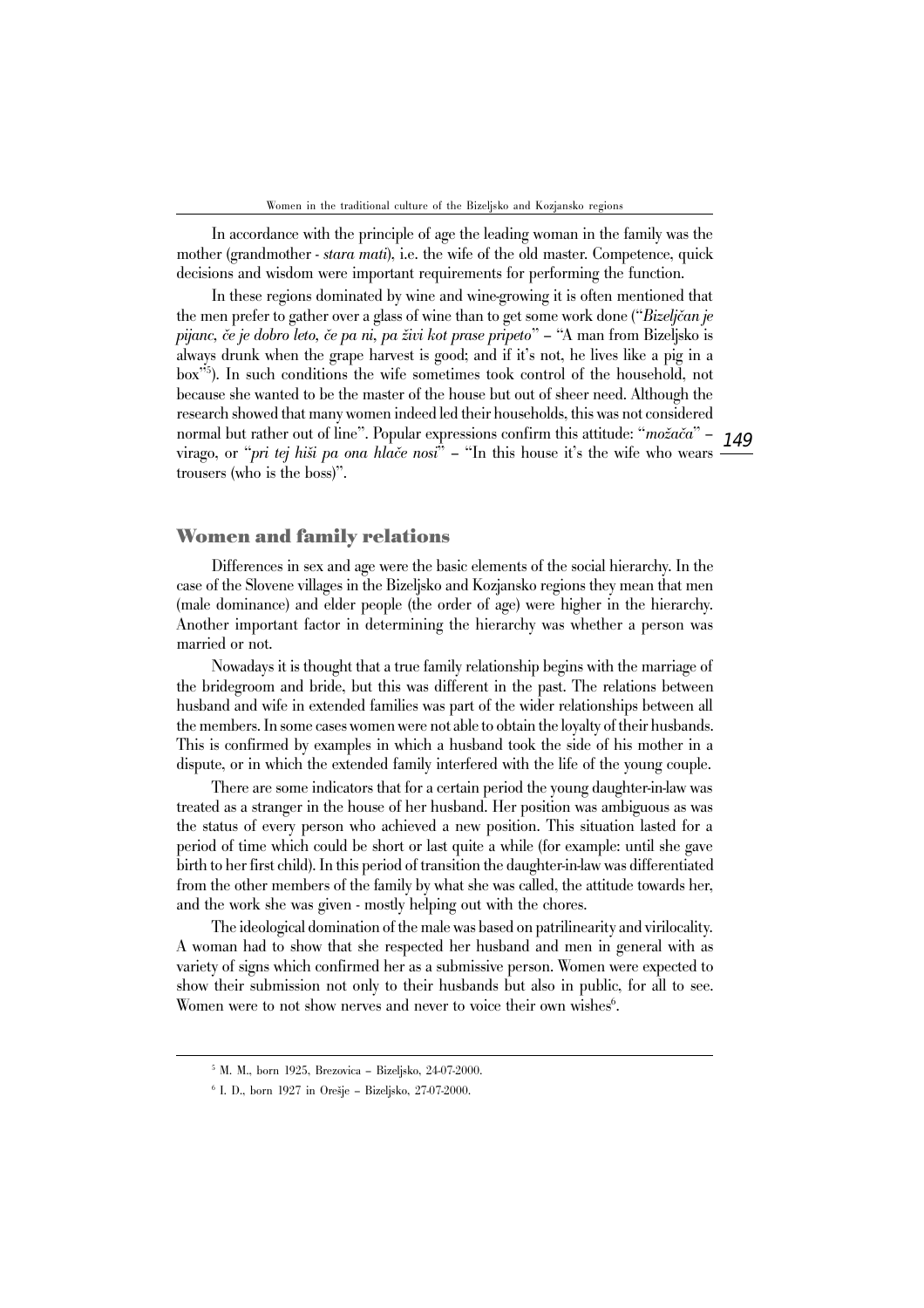In accordance with the principle of age the leading woman in the family was the mother (grandmother - *stara mati*), i.e. the wife of the old master. Competence, quick decisions and wisdom were important requirements for performing the function.

In these regions dominated by wine and wine-growing it is often mentioned that the men prefer to gather over a glass of wine than to get some work done ("*Bizeljčan je pijanc, če je dobro leto, če pa ni, pa živi kot prase pripeto*" – "A man from Bizeljsko is always drunk when the grape harvest is good; and if it's not, he lives like a pig in a box"[5]). In such conditions the wife sometimes took control of the household, not because she wanted to be the master of the house but out of sheer need. Although the research showed that many women indeed led their households, this was not considered normal but rather out of line". Popular expressions confirm this attitude: "*možača*" – virago, or "*pri tej hiši pa ona hlače nosi*" – "In this house it's the wife who wears trousers (who is the boss)".

## Women and family relations

Differences in sex and age were the basic elements of the social hierarchy. In the case of the Slovene villages in the Bizeljsko and Kozjansko regions they mean that men (male dominance) and elder people (the order of age) were higher in the hierarchy. Another important factor in determining the hierarchy was whether a person was married or not.

Nowadays it is thought that a true family relationship begins with the marriage of the bridegroom and bride, but this was different in the past. The relations between husband and wife in extended families was part of the wider relationships between all the members. In some cases women were not able to obtain the loyalty of their husbands. This is confirmed by examples in which a husband took the side of his mother in a dispute, or in which the extended family interfered with the life of the young couple.

There are some indicators that for a certain period the young daughter-in-law was treated as a stranger in the house of her husband. Her position was ambiguous as was the status of every person who achieved a new position. This situation lasted for a period of time which could be short or last quite a while (for example: until she gave birth to her first child). In this period of transition the daughter-in-law was differentiated from the other members of the family by what she was called, the attitude towards her, and the work she was given - mostly helping out with the chores.

The ideological domination of the male was based on patrilinearity and virilocality. A woman had to show that she respected her husband and men in general with as variety of signs which confirmed her as a submissive person. Women were expected to show their submission not only to their husbands but also in public, for all to see. Women were to not show nerves and never to voice their own wishes[6].

[5] M. M., born 1925, Brezovica – Bizeljsko, 24-07-2000.

[6] I. D., born 1927 in Orešje – Bizeljsko, 27-07-2000.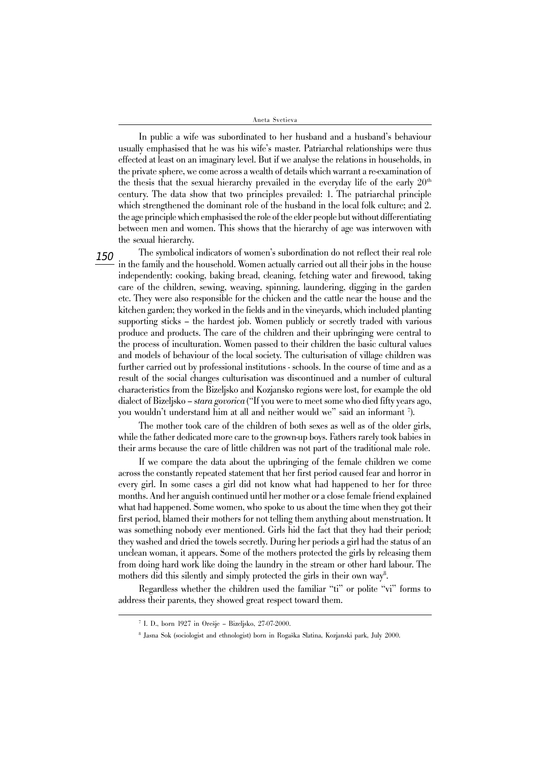In public a wife was subordinated to her husband and a husband's behaviour usually emphasised that he was his wife's master. Patriarchal relationships were thus effected at least on an imaginary level. But if we analyse the relations in households, in the private sphere, we come across a wealth of details which warrant a re-examination of the thesis that the sexual hierarchy prevailed in the everyday life of the early 20th century. The data show that two principles prevailed: 1. The patriarchal principle which strengthened the dominant role of the husband in the local folk culture; and 2. the age principle which emphasised the role of the elder people but without differentiating between men and women. This shows that the hierarchy of age was interwoven with the sexual hierarchy.

The symbolical indicators of women's subordination do not reflect their real role in the family and the household. Women actually carried out all their jobs in the house independently: cooking, baking bread, cleaning, fetching water and firewood, taking care of the children, sewing, weaving, spinning, laundering, digging in the garden etc. They were also responsible for the chicken and the cattle near the house and the kitchen garden; they worked in the fields and in the vineyards, which included planting supporting sticks – the hardest job. Women publicly or secretly traded with various produce and products. The care of the children and their upbringing were central to the process of inculturation. Women passed to their children the basic cultural values and models of behaviour of the local society. The culturisation of village children was further carried out by professional institutions - schools. In the course of time and as a result of the social changes culturisation was discontinued and a number of cultural characteristics from the Bizeljsko and Kozjansko regions were lost, for example the old dialect of Bizeljsko – *stara govorica* ("If you were to meet some who died fifty years ago, you wouldn't understand him at all and neither would we" said an informant [7]).

The mother took care of the children of both sexes as well as of the older girls, while the father dedicated more care to the grown-up boys. Fathers rarely took babies in their arms because the care of little children was not part of the traditional male role.

If we compare the data about the upbringing of the female children we come across the constantly repeated statement that her first period caused fear and horror in every girl. In some cases a girl did not know what had happened to her for three months. And her anguish continued until her mother or a close female friend explained what had happened. Some women, who spoke to us about the time when they got their first period, blamed their mothers for not telling them anything about menstruation. It was something nobody ever mentioned. Girls hid the fact that they had their period; they washed and dried the towels secretly. During her periods a girl had the status of an unclean woman, it appears. Some of the mothers protected the girls by releasing them from doing hard work like doing the laundry in the stream or other hard labour. The mothers did this silently and simply protected the girls in their own way[8].

Regardless whether the children used the familiar "ti" or polite "vi" forms to address their parents, they showed great respect toward them.

---

[7] I. D., born 1927 in Orešje – Bizeljsko, 27-07-2000.

[8] Jasna Sok (sociologist and ethnologist) born in Rogaška Slatina, Kozjanski park, July 2000.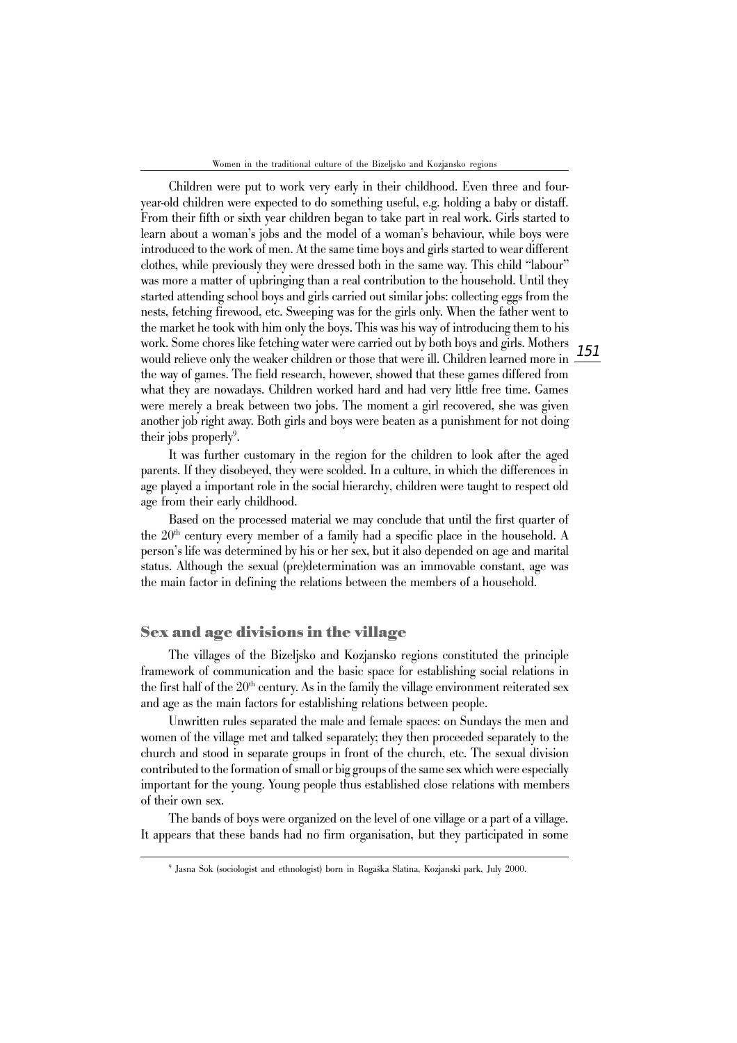Children were put to work very early in their childhood. Even three and four-year-old children were expected to do something useful, e.g. holding a baby or distaff. From their fifth or sixth year children began to take part in real work. Girls started to learn about a woman's jobs and the model of a woman's behaviour, while boys were introduced to the work of men. At the same time boys and girls started to wear different clothes, while previously they were dressed both in the same way. This child "labour" was more a matter of upbringing than a real contribution to the household. Until they started attending school boys and girls carried out similar jobs: collecting eggs from the nests, fetching firewood, etc. Sweeping was for the girls only. When the father went to the market he took with him only the boys. This was his way of introducing them to his work. Some chores like fetching water were carried out by both boys and girls. Mothers would relieve only the weaker children or those that were ill. Children learned more in the way of games. The field research, however, showed that these games differed from what they are nowadays. Children worked hard and had very little free time. Games were merely a break between two jobs. The moment a girl recovered, she was given another job right away. Both girls and boys were beaten as a punishment for not doing their jobs properly[9].

It was further customary in the region for the children to look after the aged parents. If they disobeyed, they were scolded. In a culture, in which the differences in age played a important role in the social hierarchy, children were taught to respect old age from their early childhood.

Based on the processed material we may conclude that until the first quarter of the 20th century every member of a family had a specific place in the household. A person's life was determined by his or her sex, but it also depended on age and marital status. Although the sexual (pre)determination was an immovable constant, age was the main factor in defining the relations between the members of a household.

## Sex and age divisions in the village

The villages of the Bizeljsko and Kozjansko regions constituted the principle framework of communication and the basic space for establishing social relations in the first half of the 20th century. As in the family the village environment reiterated sex and age as the main factors for establishing relations between people.

Unwritten rules separated the male and female spaces: on Sundays the men and women of the village met and talked separately; they then proceeded separately to the church and stood in separate groups in front of the church, etc. The sexual division contributed to the formation of small or big groups of the same sex which were especially important for the young. Young people thus established close relations with members of their own sex.

The bands of boys were organized on the level of one village or a part of a village. It appears that these bands had no firm organisation, but they participated in some

[9] Jasna Sok (sociologist and ethnologist) born in Rogaška Slatina, Kozjanski park, July 2000.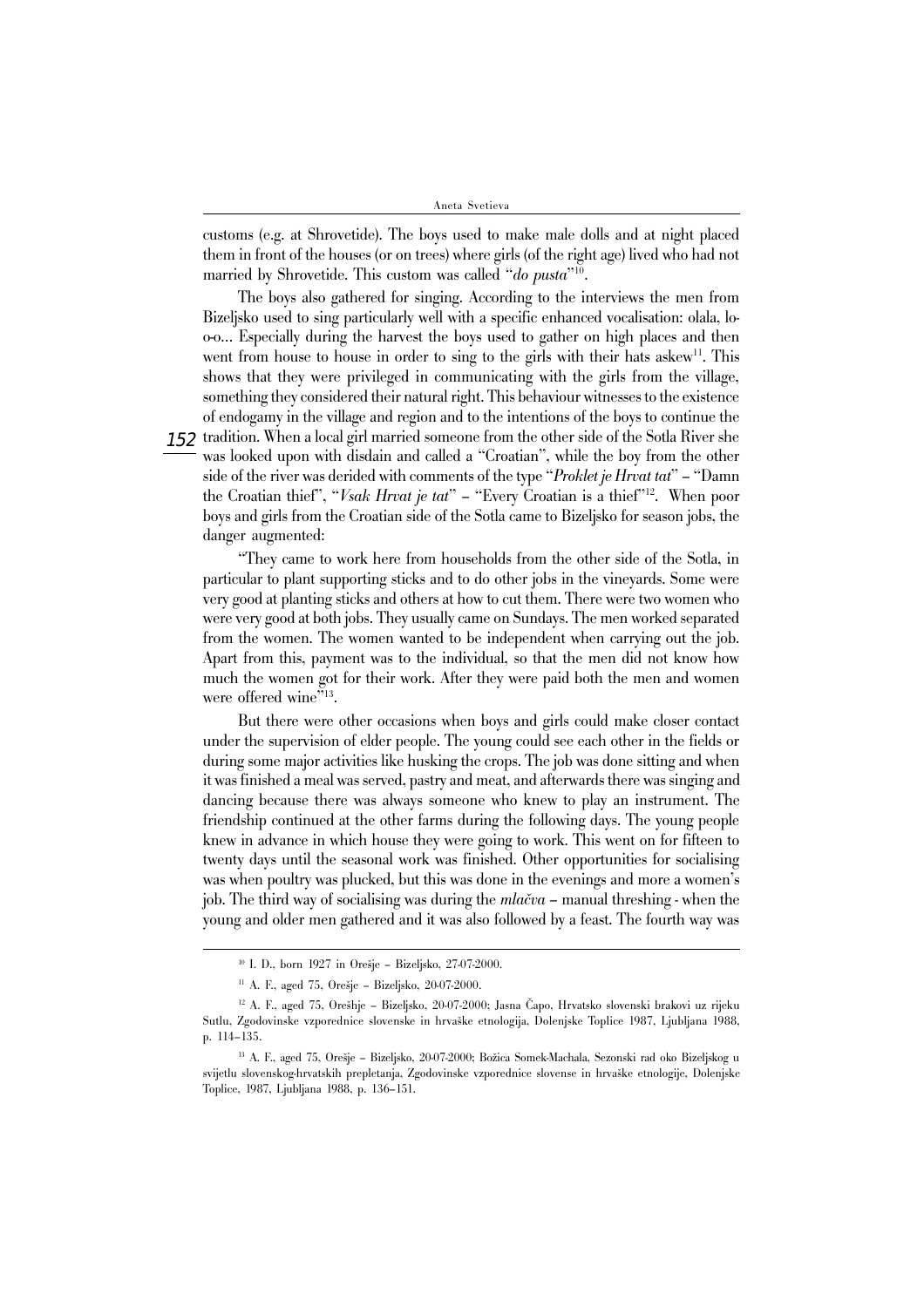customs (e.g. at Shrovetide). The boys used to make male dolls and at night placed them in front of the houses (or on trees) where girls (of the right age) lived who had not married by Shrovetide. This custom was called "*do pusta*"[10].

The boys also gathered for singing. According to the interviews the men from Bizeljsko used to sing particularly well with a specific enhanced vocalisation: olala, lo-o-o... Especially during the harvest the boys used to gather on high places and then went from house to house in order to sing to the girls with their hats askew[11]. This shows that they were privileged in communicating with the girls from the village, something they considered their natural right. This behaviour witnesses to the existence of endogamy in the village and region and to the intentions of the boys to continue the tradition. When a local girl married someone from the other side of the Sotla River she was looked upon with disdain and called a "Croatian", while the boy from the other side of the river was derided with comments of the type "*Proklet je Hrvat tat*" – "Damn the Croatian thief", "*Vsak Hrvat je tat*" – "Every Croatian is a thief"[12]. When poor boys and girls from the Croatian side of the Sotla came to Bizeljsko for season jobs, the danger augmented:

"They came to work here from households from the other side of the Sotla, in particular to plant supporting sticks and to do other jobs in the vineyards. Some were very good at planting sticks and others at how to cut them. There were two women who were very good at both jobs. They usually came on Sundays. The men worked separated from the women. The women wanted to be independent when carrying out the job. Apart from this, payment was to the individual, so that the men did not know how much the women got for their work. After they were paid both the men and women were offered wine"[13].

But there were other occasions when boys and girls could make closer contact under the supervision of elder people. The young could see each other in the fields or during some major activities like husking the crops. The job was done sitting and when it was finished a meal was served, pastry and meat, and afterwards there was singing and dancing because there was always someone who knew to play an instrument. The friendship continued at the other farms during the following days. The young people knew in advance in which house they were going to work. This went on for fifteen to twenty days until the seasonal work was finished. Other opportunities for socialising was when poultry was plucked, but this was done in the evenings and more a women's job. The third way of socialising was during the *mlačva* – manual threshing - when the young and older men gathered and it was also followed by a feast. The fourth way was

---

[10] I. D., born 1927 in Orešje – Bizeljsko, 27-07-2000.

[11] A. F., aged 75, Orešje – Bizeljsko, 20-07-2000.

[12] A. F., aged 75, Oreshje – Bizeljsko, 20-07-2000; Jasna Čapo, Hrvatsko slovenski brakovi uz rijeku Sutlu, Zgodovinske vzporednice slovenske in hrvaške etnologija, Dolenjske Toplice 1987, Ljubljana 1988, p. 114–135.

[13] A. F., aged 75, Orešje – Bizeljsko, 20-07-2000; Božica Somek-Machala, Sezonski rad oko Bizeljskog u svijetlu slovenskog-hrvatskih prepletanja, Zgodovinske vzporednice slovense in hrvaške etnologije, Dolenjske Toplice, 1987, Ljubljana 1988, p. 136–151.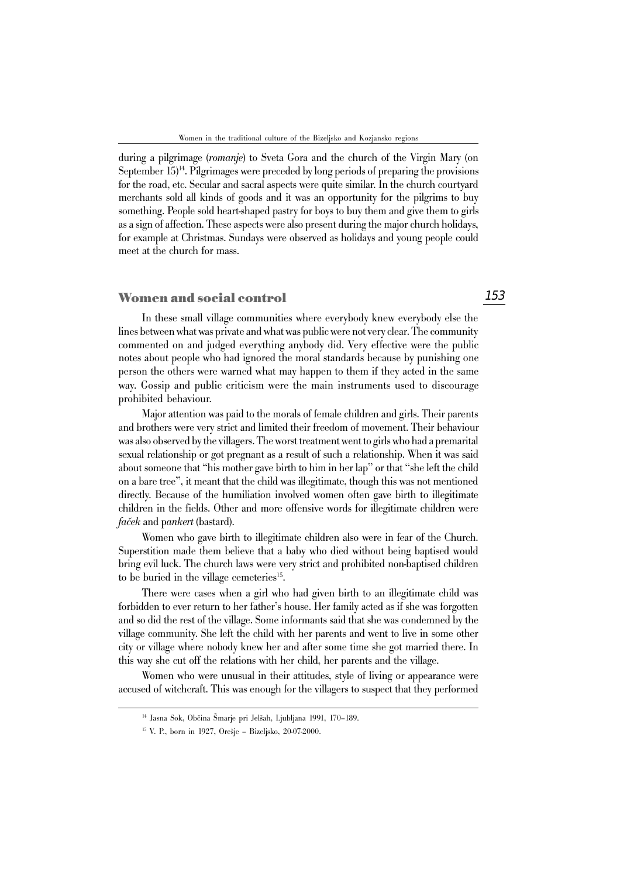during a pilgrimage (*romanje*) to Sveta Gora and the church of the Virgin Mary (on September 15)[14]. Pilgrimages were preceded by long periods of preparing the provisions for the road, etc. Secular and sacral aspects were quite similar. In the church courtyard merchants sold all kinds of goods and it was an opportunity for the pilgrims to buy something. People sold heart-shaped pastry for boys to buy them and give them to girls as a sign of affection. These aspects were also present during the major church holidays, for example at Christmas. Sundays were observed as holidays and young people could meet at the church for mass.

## Women and social control

In these small village communities where everybody knew everybody else the lines between what was private and what was public were not very clear. The community commented on and judged everything anybody did. Very effective were the public notes about people who had ignored the moral standards because by punishing one person the others were warned what may happen to them if they acted in the same way. Gossip and public criticism were the main instruments used to discourage prohibited behaviour.

Major attention was paid to the morals of female children and girls. Their parents and brothers were very strict and limited their freedom of movement. Their behaviour was also observed by the villagers. The worst treatment went to girls who had a premarital sexual relationship or got pregnant as a result of such a relationship. When it was said about someone that "his mother gave birth to him in her lap" or that "she left the child on a bare tree", it meant that the child was illegitimate, though this was not mentioned directly. Because of the humiliation involved women often gave birth to illegitimate children in the fields. Other and more offensive words for illegitimate children were *faček* and p*ankert* (bastard).

Women who gave birth to illegitimate children also were in fear of the Church. Superstition made them believe that a baby who died without being baptised would bring evil luck. The church laws were very strict and prohibited non-baptised children to be buried in the village cemeteries[15].

There were cases when a girl who had given birth to an illegitimate child was forbidden to ever return to her father's house. Her family acted as if she was forgotten and so did the rest of the village. Some informants said that she was condemned by the village community. She left the child with her parents and went to live in some other city or village where nobody knew her and after some time she got married there. In this way she cut off the relations with her child, her parents and the village.

Women who were unusual in their attitudes, style of living or appearance were accused of witchcraft. This was enough for the villagers to suspect that they performed

---

[14] Jasna Sok, Občina Šmarje pri Jelšah, Ljubljana 1991, 170–189.

[15] V. P., born in 1927, Orešje – Bizeljsko, 20-07-2000.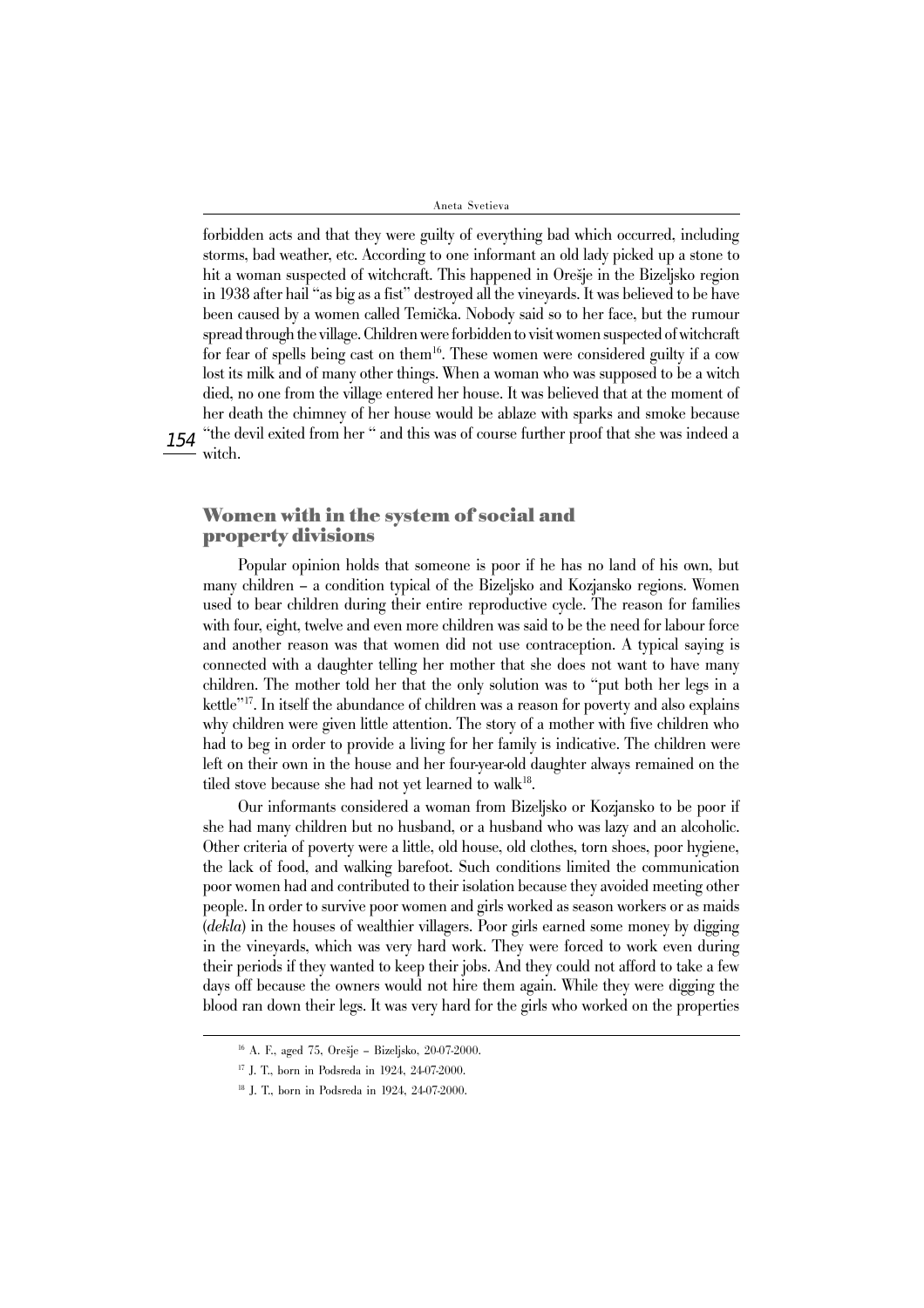forbidden acts and that they were guilty of everything bad which occurred, including storms, bad weather, etc. According to one informant an old lady picked up a stone to hit a woman suspected of witchcraft. This happened in Orešje in the Bizeljsko region in 1938 after hail "as big as a fist" destroyed all the vineyards. It was believed to be have been caused by a women called Temička. Nobody said so to her face, but the rumour spread through the village. Children were forbidden to visit women suspected of witchcraft for fear of spells being cast on them[16]. These women were considered guilty if a cow lost its milk and of many other things. When a woman who was supposed to be a witch died, no one from the village entered her house. It was believed that at the moment of her death the chimney of her house would be ablaze with sparks and smoke because "the devil exited from her " and this was of course further proof that she was indeed a witch.

## Women with in the system of social and property divisions

Popular opinion holds that someone is poor if he has no land of his own, but many children – a condition typical of the Bizeljsko and Kozjansko regions. Women used to bear children during their entire reproductive cycle. The reason for families with four, eight, twelve and even more children was said to be the need for labour force and another reason was that women did not use contraception. A typical saying is connected with a daughter telling her mother that she does not want to have many children. The mother told her that the only solution was to "put both her legs in a kettle"[17]. In itself the abundance of children was a reason for poverty and also explains why children were given little attention. The story of a mother with five children who had to beg in order to provide a living for her family is indicative. The children were left on their own in the house and her four-year-old daughter always remained on the tiled stove because she had not yet learned to walk[18].

Our informants considered a woman from Bizeljsko or Kozjansko to be poor if she had many children but no husband, or a husband who was lazy and an alcoholic. Other criteria of poverty were a little, old house, old clothes, torn shoes, poor hygiene, the lack of food, and walking barefoot. Such conditions limited the communication poor women had and contributed to their isolation because they avoided meeting other people. In order to survive poor women and girls worked as season workers or as maids (*dekla*) in the houses of wealthier villagers. Poor girls earned some money by digging in the vineyards, which was very hard work. They were forced to work even during their periods if they wanted to keep their jobs. And they could not afford to take a few days off because the owners would not hire them again. While they were digging the blood ran down their legs. It was very hard for the girls who worked on the properties

[16] A. F., aged 75, Orešje – Bizeljsko, 20-07-2000.

[17] J. T., born in Podsreda in 1924, 24-07-2000.

[18] J. T., born in Podsreda in 1924, 24-07-2000.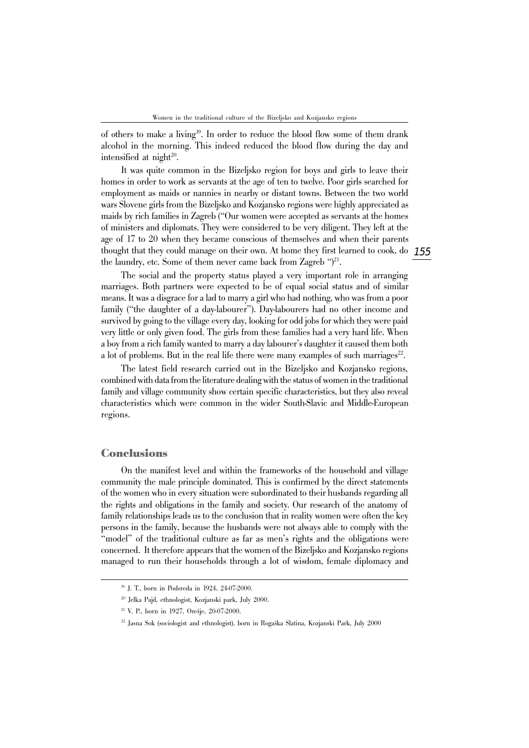of others to make a living[19]. In order to reduce the blood flow some of them drank alcohol in the morning. This indeed reduced the blood flow during the day and intensified at night[20].

It was quite common in the Bizeljsko region for boys and girls to leave their homes in order to work as servants at the age of ten to twelve. Poor girls searched for employment as maids or nannies in nearby or distant towns. Between the two world wars Slovene girls from the Bizeljsko and Kozjansko regions were highly appreciated as maids by rich families in Zagreb ("Our women were accepted as servants at the homes of ministers and diplomats. They were considered to be very diligent. They left at the age of 17 to 20 when they became conscious of themselves and when their parents thought that they could manage on their own. At home they first learned to cook, do the laundry, etc. Some of them never came back from Zagreb ")[21].

The social and the property status played a very important role in arranging marriages. Both partners were expected to be of equal social status and of similar means. It was a disgrace for a lad to marry a girl who had nothing, who was from a poor family ("the daughter of a day-labourer"). Day-labourers had no other income and survived by going to the village every day, looking for odd jobs for which they were paid very little or only given food. The girls from these families had a very hard life. When a boy from a rich family wanted to marry a day labourer's daughter it caused them both a lot of problems. But in the real life there were many examples of such marriages[22].

The latest field research carried out in the Bizeljsko and Kozjansko regions, combined with data from the literature dealing with the status of women in the traditional family and village community show certain specific characteristics, but they also reveal characteristics which were common in the wider South-Slavic and Middle-European regions.

## Conclusions

On the manifest level and within the frameworks of the household and village community the male principle dominated. This is confirmed by the direct statements of the women who in every situation were subordinated to their husbands regarding all the rights and obligations in the family and society. Our research of the anatomy of family relationships leads us to the conclusion that in reality women were often the key persons in the family, because the husbands were not always able to comply with the "model" of the traditional culture as far as men's rights and the obligations were concerned. It therefore appears that the women of the Bizeljsko and Kozjansko regions managed to run their households through a lot of wisdom, female diplomacy and

---

[19] J. T., born in Podsreda in 1924, 24-07-2000.

[20] Jelka Pajd, ethnologist, Kozjanski park, July 2000.

[21] V. P., born in 1927, Orešje, 20-07-2000.

[22] Jasna Sok (sociologist and ethnologist), born in Rogaška Slatina, Kozjanski Park, July 2000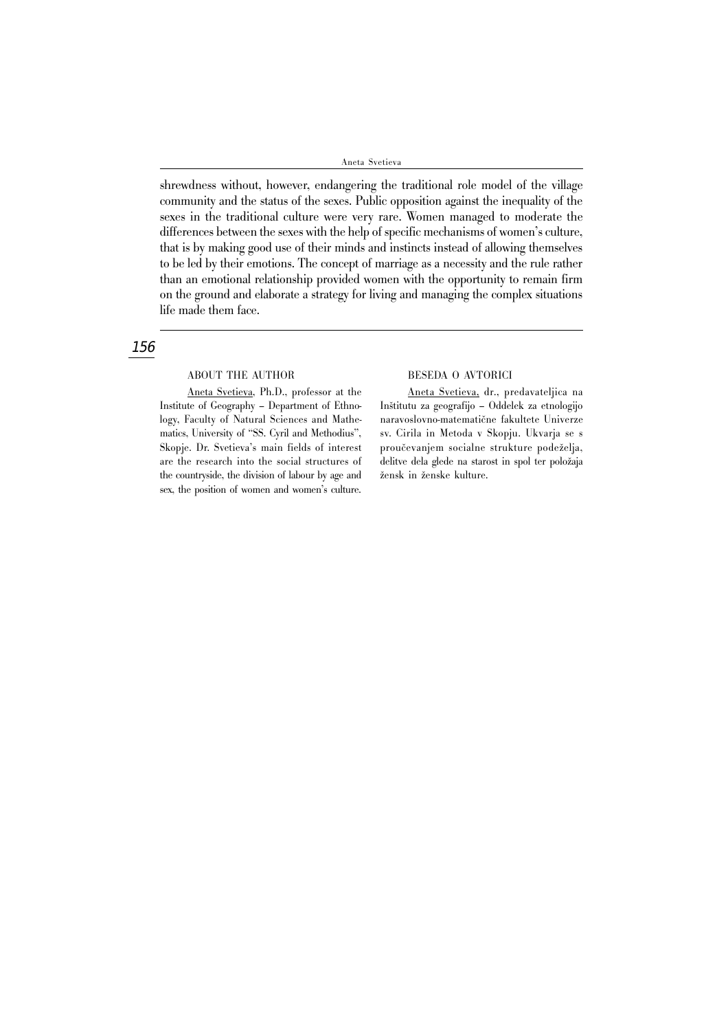shrewdness without, however, endangering the traditional role model of the village community and the status of the sexes. Public opposition against the inequality of the sexes in the traditional culture were very rare. Women managed to moderate the differences between the sexes with the help of specific mechanisms of women's culture, that is by making good use of their minds and instincts instead of allowing themselves to be led by their emotions. The concept of marriage as a necessity and the rule rather than an emotional relationship provided women with the opportunity to remain firm on the ground and elaborate a strategy for living and managing the complex situations life made them face.

## ABOUT THE AUTHOR

Aneta Svetieva, Ph.D., professor at the Institute of Geography – Department of Ethnology, Faculty of Natural Sciences and Mathematics, University of "SS. Cyril and Methodius", Skopje. Dr. Svetieva's main fields of interest are the research into the social structures of the countryside, the division of labour by age and sex, the position of women and women's culture.

## BESEDA O AVTORICI

Aneta Svetieva, dr., predavateljica na Inštitutu za geografijo – Oddelek za etnologijo naravoslovno-matematične fakultete Univerze sv. Cirila in Metoda v Skopju. Ukvarja se s proučevanjem socialne strukture podeželja, delitve dela glede na starost in spol ter položaja žensk in ženske kulture.